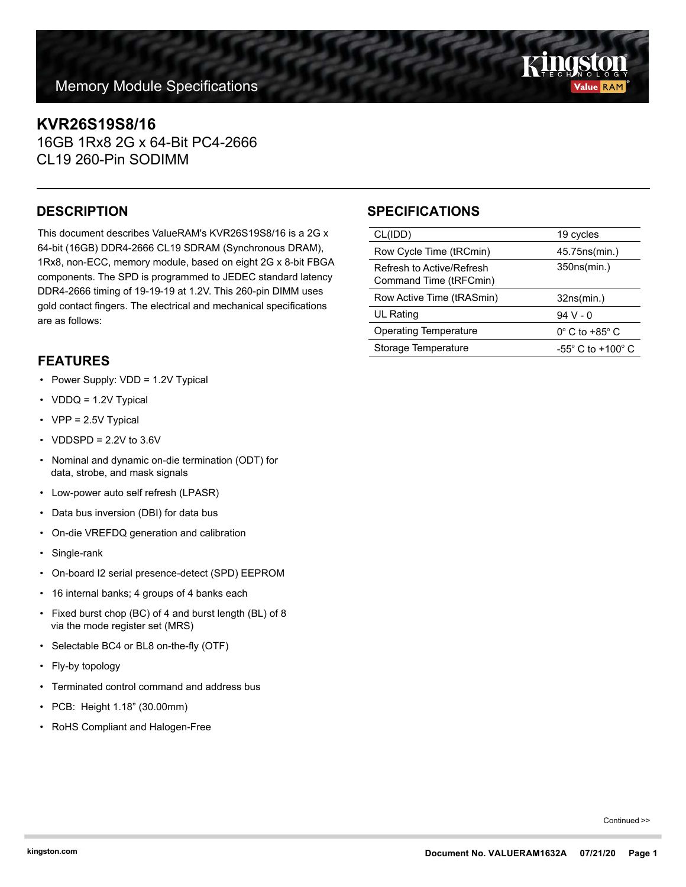Memory Module Specifications

# KVR26S19S8/16

16GB 1Rx8 2G x 64-Bit PC4-2666
CL19 260-Pin SODIMM

## DESCRIPTION

This document describes ValueRAM's KVR26S19S8/16 is a 2G x 64-bit (16GB) DDR4-2666 CL19 SDRAM (Synchronous DRAM), 1Rx8, non-ECC, memory module, based on eight 2G x 8-bit FBGA components. The SPD is programmed to JEDEC standard latency DDR4-2666 timing of 19-19-19 at 1.2V. This 260-pin DIMM uses gold contact fingers. The electrical and mechanical specifications are as follows:

## FEATURES

- Power Supply: VDD = 1.2V Typical
- VDDQ = 1.2V Typical
- VPP = 2.5V Typical
- VDDSPD = 2.2V to 3.6V
- Nominal and dynamic on-die termination (ODT) for data, strobe, and mask signals
- Low-power auto self refresh (LPASR)
- Data bus inversion (DBI) for data bus
- On-die VREFDQ generation and calibration
- Single-rank
- On-board I2 serial presence-detect (SPD) EEPROM
- 16 internal banks; 4 groups of 4 banks each
- Fixed burst chop (BC) of 4 and burst length (BL) of 8 via the mode register set (MRS)
- Selectable BC4 or BL8 on-the-fly (OTF)
- Fly-by topology
- Terminated control command and address bus
- PCB: Height 1.18” (30.00mm)
- RoHS Compliant and Halogen-Free

## SPECIFICATIONS

| | |
|---|---|
| CL(IDD) | 19 cycles |
| Row Cycle Time (tRCmin) | 45.75ns(min.) |
| Refresh to Active/Refresh Command Time (tRFCmin) | 350ns(min.) |
| Row Active Time (tRASmin) | 32ns(min.) |
| UL Rating | 94 V - 0 |
| Operating Temperature | 0° C to +85° C |
| Storage Temperature | -55° C to +100° C |

Continued >>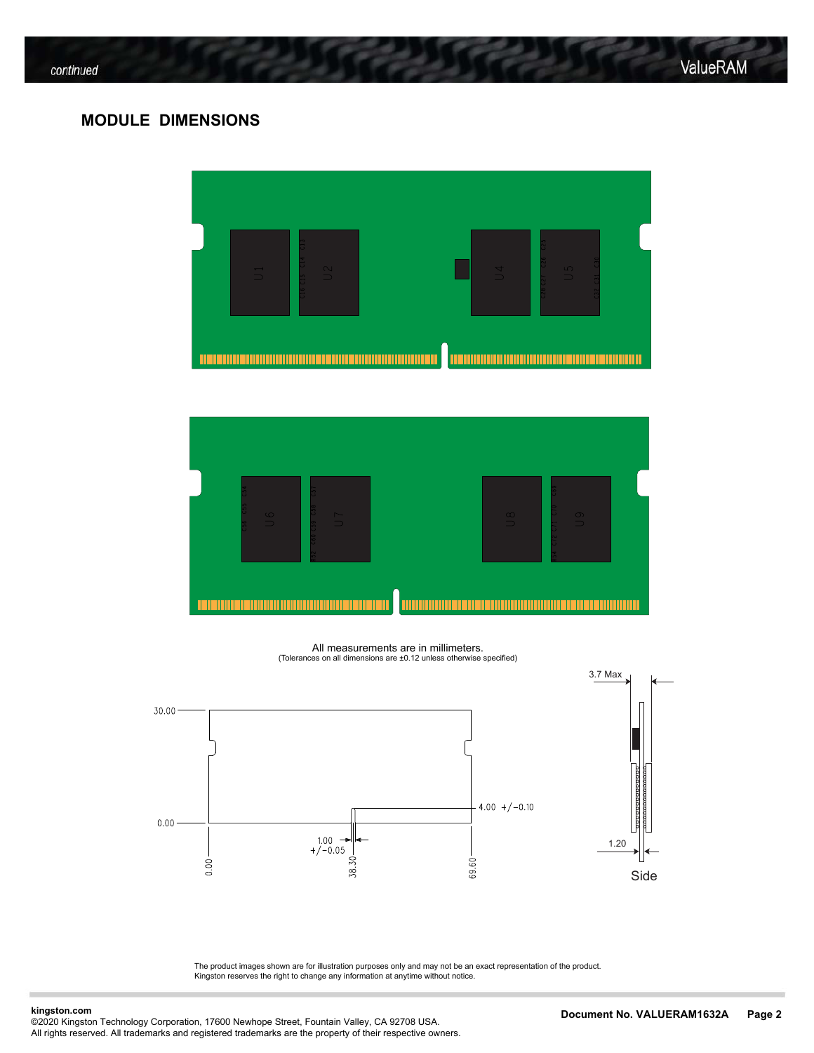## MODULE DIMENSIONS

All measurements are in millimeters.
(Tolerances on all dimensions are ±0.12 unless otherwise specified)

30.00
0.00
4.00 +/−0.10
1.00 +/−0.05
0.00
38.30
69.60

3.7 Max
1.20
Side

The product images shown are for illustration purposes only and may not be an exact representation of the product.
Kingston reserves the right to change any information at anytime without notice.